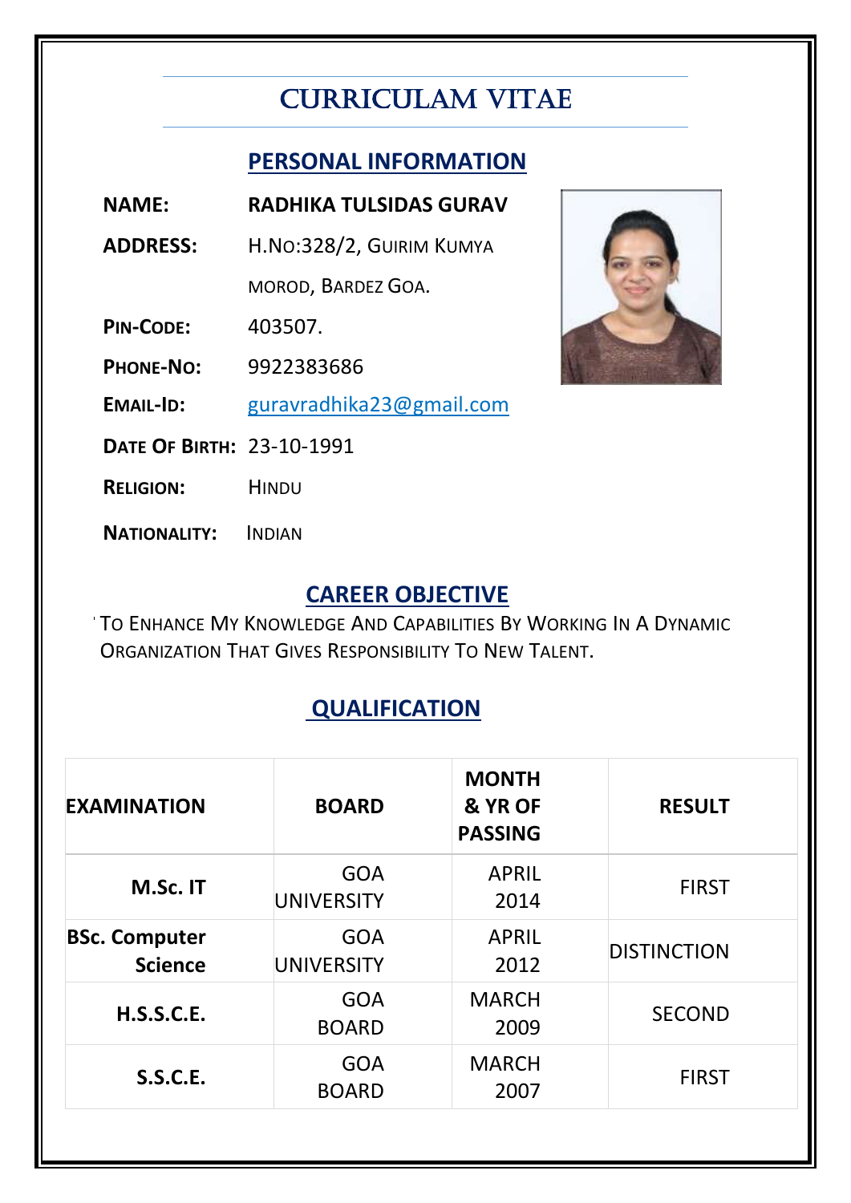# CURRICULAM VITAE

## PERSONAL INFORMATION

**NAME:** RADHIKA TULSIDAS GURAV

**ADDRESS:** H.NO:328/2, GUIRIM KUMYA MOROD, BARDEZ GOA.

**PIN-CODE:** 403507.

**PHONE-NO:** 9922383686

**EMAIL-ID:** guravradhika23@gmail.com

**DATE OF BIRTH:** 23-10-1991

**RELIGION:** HINDU

**NATIONALITY:** INDIAN

## CAREER OBJECTIVE

To Enhance My Knowledge And Capabilities By Working In A Dynamic Organization That Gives Responsibility To New Talent.

## QUALIFICATION

| EXAMINATION | BOARD | MONTH & YR OF PASSING | RESULT |
|---|---|---|---|
| M.Sc. IT | GOA UNIVERSITY | APRIL 2014 | FIRST |
| BSc. Computer Science | GOA UNIVERSITY | APRIL 2012 | DISTINCTION |
| H.S.S.C.E. | GOA BOARD | MARCH 2009 | SECOND |
| S.S.C.E. | GOA BOARD | MARCH 2007 | FIRST |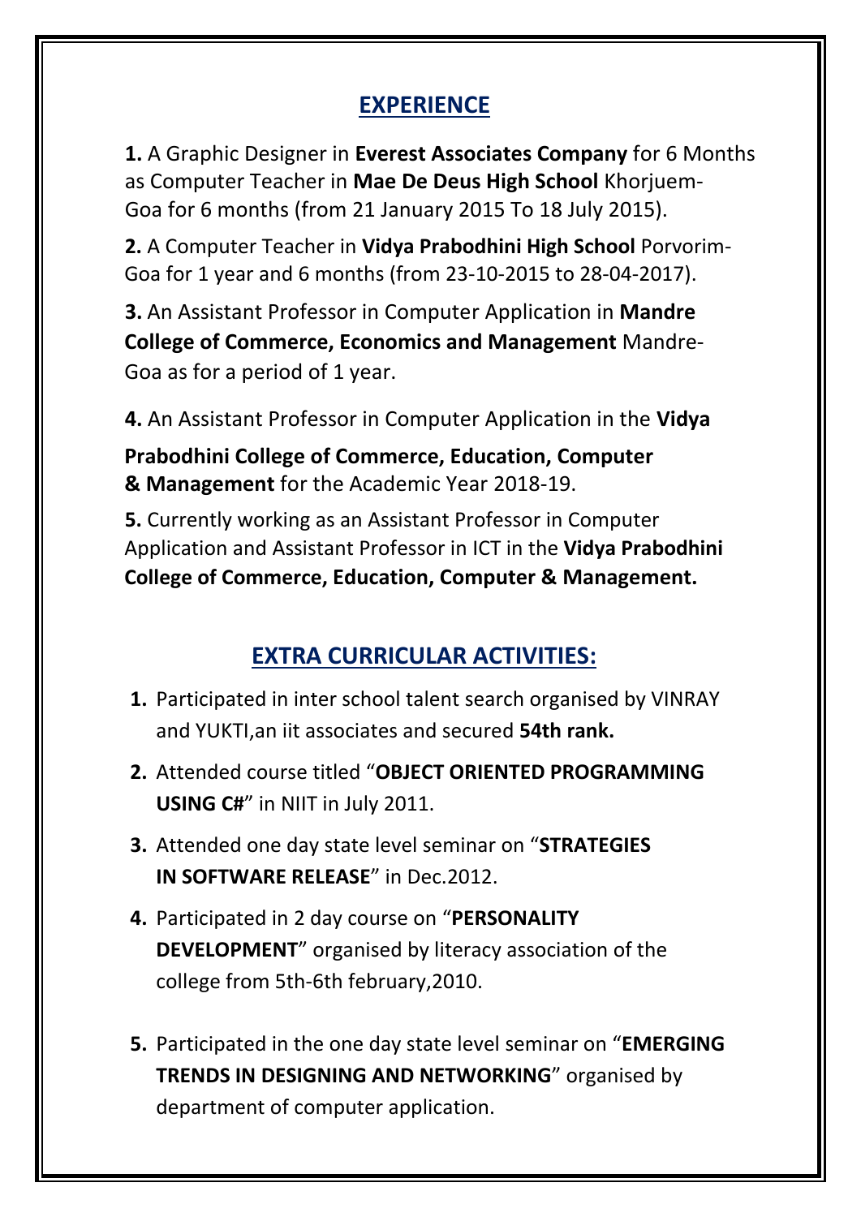## EXPERIENCE

**1.** A Graphic Designer in **Everest Associates Company** for 6 Months as Computer Teacher in **Mae De Deus High School** Khorjuem-Goa for 6 months (from 21 January 2015 To 18 July 2015).

**2.** A Computer Teacher in **Vidya Prabodhini High School** Porvorim-Goa for 1 year and 6 months (from 23-10-2015 to 28-04-2017).

**3.** An Assistant Professor in Computer Application in **Mandre College of Commerce, Economics and Management** Mandre-Goa as for a period of 1 year.

**4.** An Assistant Professor in Computer Application in the **Vidya Prabodhini College of Commerce, Education, Computer & Management** for the Academic Year 2018-19.

**5.** Currently working as an Assistant Professor in Computer Application and Assistant Professor in ICT in the **Vidya Prabodhini College of Commerce, Education, Computer & Management.**

## EXTRA CURRICULAR ACTIVITIES:

1. Participated in inter school talent search organised by VINRAY and YUKTI,an iit associates and secured **54th rank.**
2. Attended course titled "**OBJECT ORIENTED PROGRAMMING USING C#**" in NIIT in July 2011.
3. Attended one day state level seminar on "**STRATEGIES IN SOFTWARE RELEASE**" in Dec.2012.
4. Participated in 2 day course on "**PERSONALITY DEVELOPMENT**" organised by literacy association of the college from 5th-6th february,2010.
5. Participated in the one day state level seminar on "**EMERGING TRENDS IN DESIGNING AND NETWORKING**" organised by department of computer application.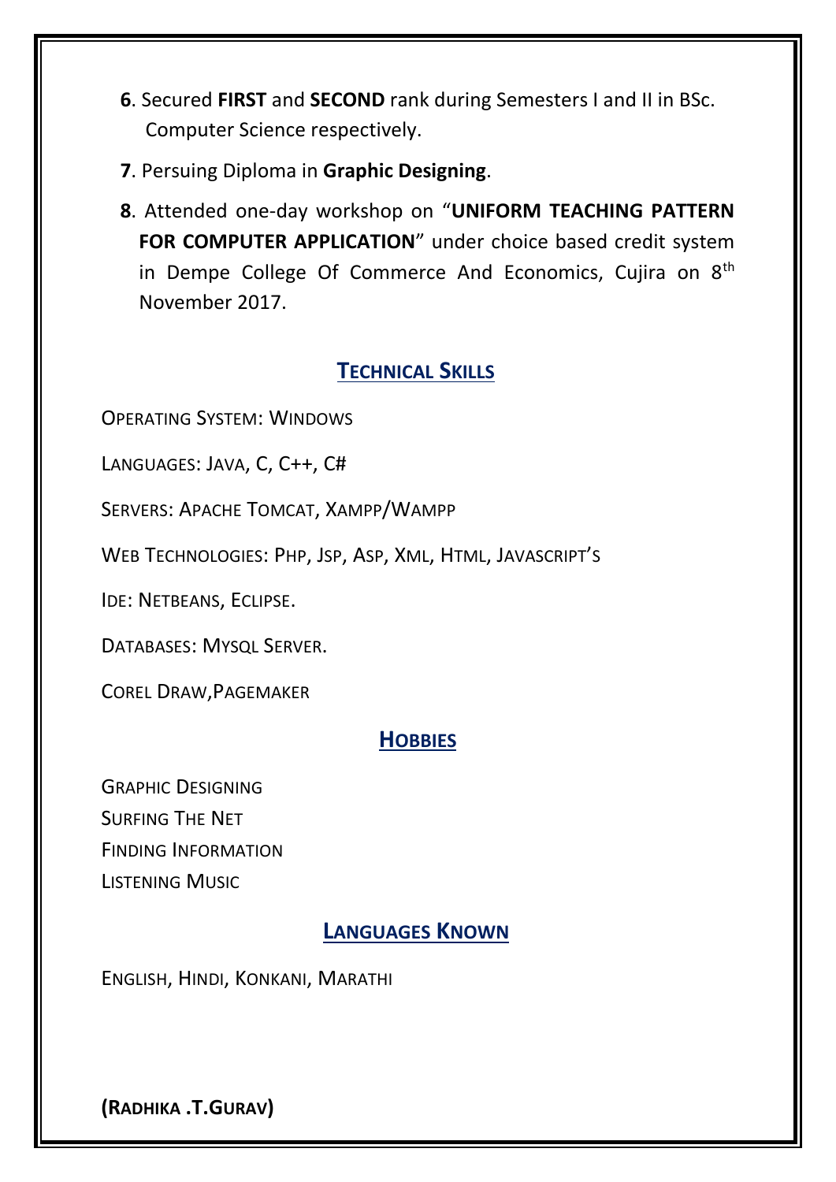**6**. Secured **FIRST** and **SECOND** rank during Semesters I and II in BSc. Computer Science respectively.

**7**. Persuing Diploma in **Graphic Designing**.

**8**. Attended one-day workshop on "**UNIFORM TEACHING PATTERN FOR COMPUTER APPLICATION**" under choice based credit system in Dempe College Of Commerce And Economics, Cujira on 8th November 2017.

## TECHNICAL SKILLS

OPERATING SYSTEM: WINDOWS

LANGUAGES: JAVA, C, C++, C#

SERVERS: APACHE TOMCAT, XAMPP/WAMPP

WEB TECHNOLOGIES: PHP, JSP, ASP, XML, HTML, JAVASCRIPT'S

IDE: NETBEANS, ECLIPSE.

DATABASES: MYSQL SERVER.

COREL DRAW,PAGEMAKER

## HOBBIES

GRAPHIC DESIGNING
SURFING THE NET
FINDING INFORMATION
LISTENING MUSIC

## LANGUAGES KNOWN

ENGLISH, HINDI, KONKANI, MARATHI

**(RADHIKA .T.GURAV)**